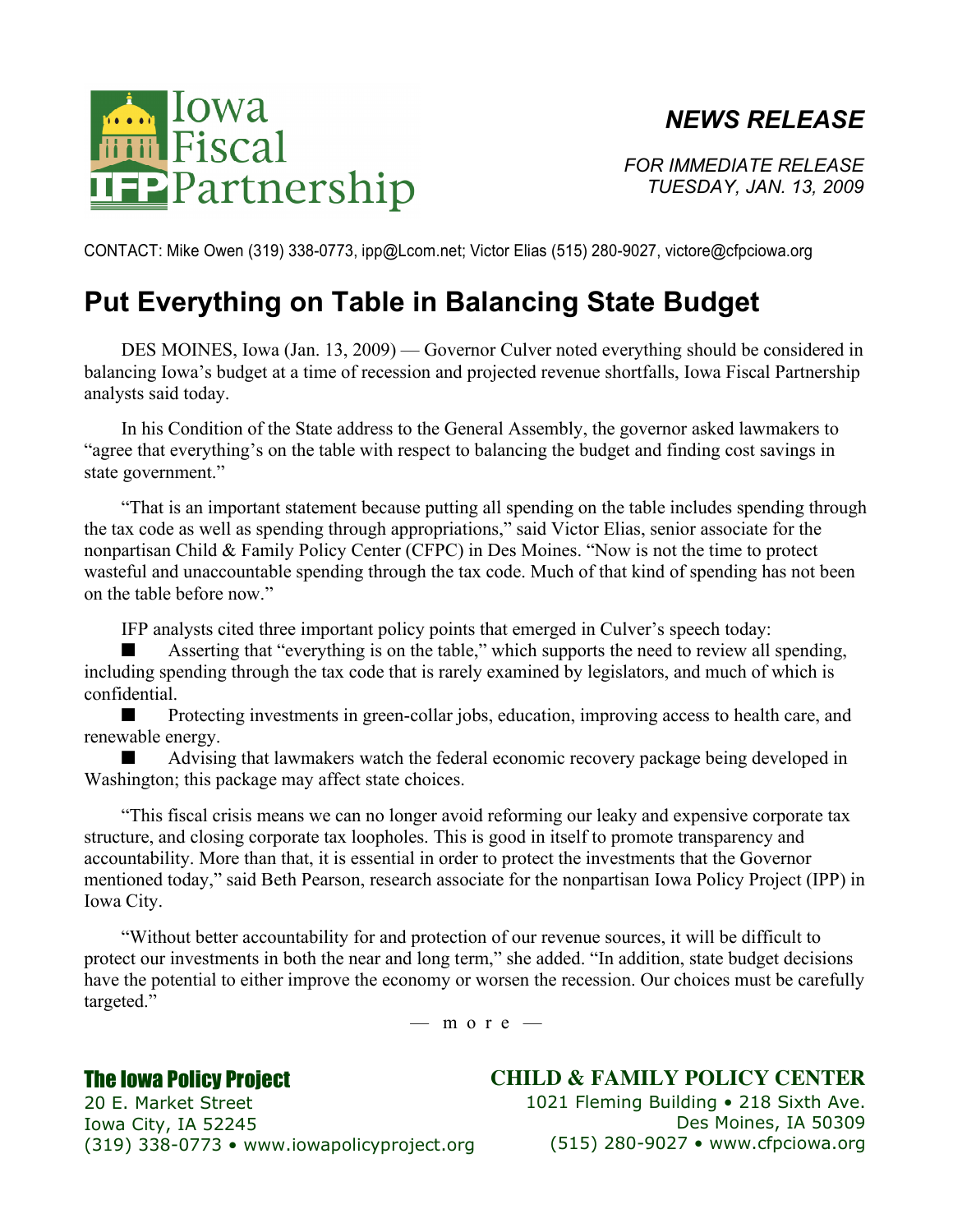Iowa Fiscal Partnership

IFP

***NEWS RELEASE***

*FOR IMMEDIATE RELEASE*
*TUESDAY, JAN. 13, 2009*

CONTACT: Mike Owen (319) 338-0773, ipp@Lcom.net; Victor Elias (515) 280-9027, victore@cfpciowa.org

# Put Everything on Table in Balancing State Budget

DES MOINES, Iowa (Jan. 13, 2009) — Governor Culver noted everything should be considered in balancing Iowa's budget at a time of recession and projected revenue shortfalls, Iowa Fiscal Partnership analysts said today.

In his Condition of the State address to the General Assembly, the governor asked lawmakers to "agree that everything's on the table with respect to balancing the budget and finding cost savings in state government."

"That is an important statement because putting all spending on the table includes spending through the tax code as well as spending through appropriations," said Victor Elias, senior associate for the nonpartisan Child & Family Policy Center (CFPC) in Des Moines. "Now is not the time to protect wasteful and unaccountable spending through the tax code. Much of that kind of spending has not been on the table before now."

IFP analysts cited three important policy points that emerged in Culver's speech today:

- Asserting that "everything is on the table," which supports the need to review all spending, including spending through the tax code that is rarely examined by legislators, and much of which is confidential.
- Protecting investments in green-collar jobs, education, improving access to health care, and renewable energy.
- Advising that lawmakers watch the federal economic recovery package being developed in Washington; this package may affect state choices.

"This fiscal crisis means we can no longer avoid reforming our leaky and expensive corporate tax structure, and closing corporate tax loopholes. This is good in itself to promote transparency and accountability. More than that, it is essential in order to protect the investments that the Governor mentioned today," said Beth Pearson, research associate for the nonpartisan Iowa Policy Project (IPP) in Iowa City.

"Without better accountability for and protection of our revenue sources, it will be difficult to protect our investments in both the near and long term," she added. "In addition, state budget decisions have the potential to either improve the economy or worsen the recession. Our choices must be carefully targeted."

— m o r e —

**The Iowa Policy Project**
20 E. Market Street
Iowa City, IA 52245
(319) 338-0773 • www.iowapolicyproject.org

**CHILD & FAMILY POLICY CENTER**
1021 Fleming Building • 218 Sixth Ave.
Des Moines, IA 50309
(515) 280-9027 • www.cfpciowa.org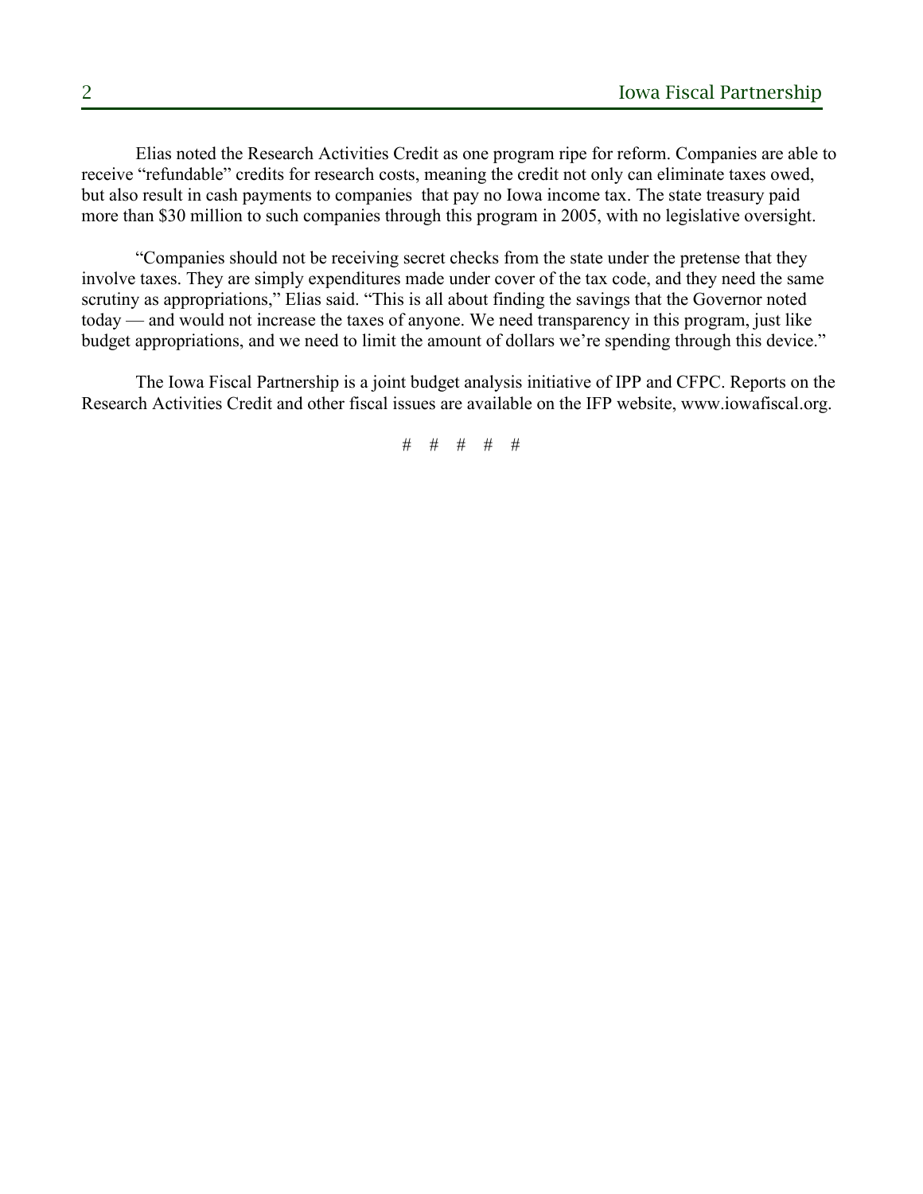Elias noted the Research Activities Credit as one program ripe for reform. Companies are able to receive "refundable" credits for research costs, meaning the credit not only can eliminate taxes owed, but also result in cash payments to companies that pay no Iowa income tax. The state treasury paid more than $30 million to such companies through this program in 2005, with no legislative oversight.

"Companies should not be receiving secret checks from the state under the pretense that they involve taxes. They are simply expenditures made under cover of the tax code, and they need the same scrutiny as appropriations," Elias said. "This is all about finding the savings that the Governor noted today — and would not increase the taxes of anyone. We need transparency in this program, just like budget appropriations, and we need to limit the amount of dollars we're spending through this device."

The Iowa Fiscal Partnership is a joint budget analysis initiative of IPP and CFPC. Reports on the Research Activities Credit and other fiscal issues are available on the IFP website, www.iowafiscal.org.

# # # # #